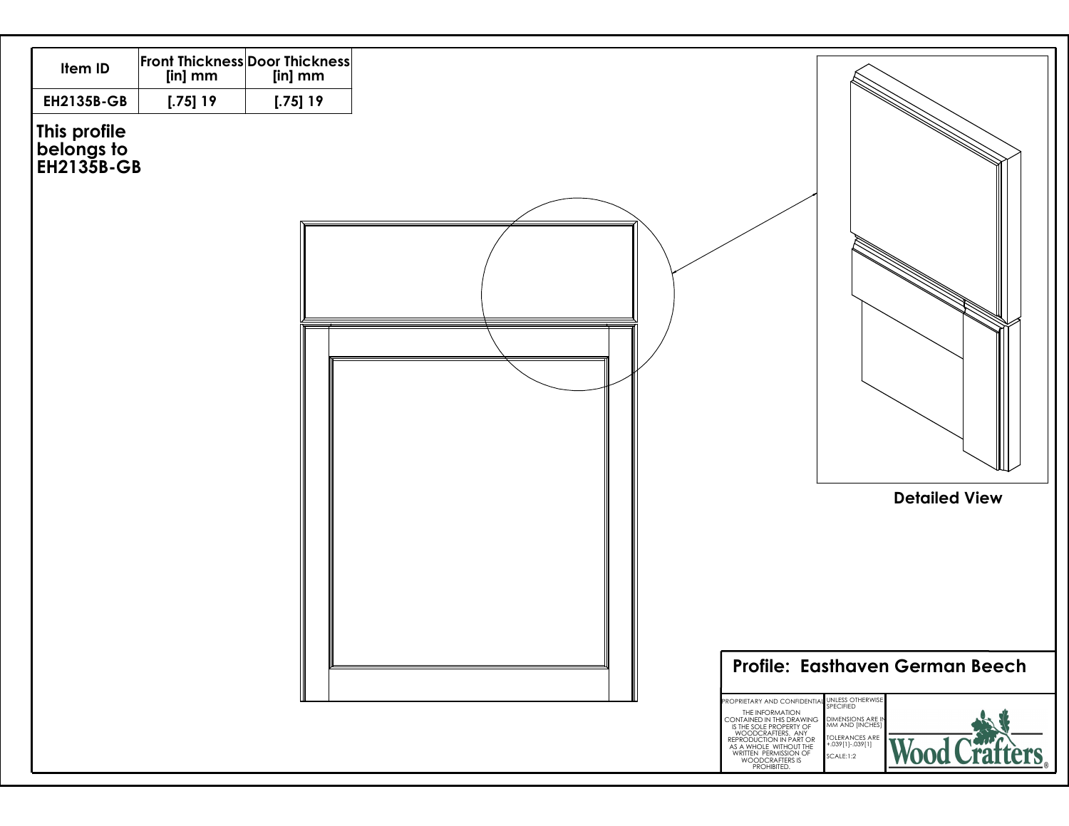| Item ID | Front Thickness [in] mm | Door Thickness [in] mm |
|---|---|---|
| EH2135B-GB | [.75] 19 | [.75] 19 |

**This profile belongs to EH2135B-GB**

**Detailed View**

## Profile: Easthaven German Beech

PROPRIETARY AND CONFIDENTIAL

THE INFORMATION CONTAINED IN THIS DRAWING IS THE SOLE PROPERTY OF WOODCRAFTERS. ANY REPRODUCTION IN PART OR AS A WHOLE WITHOUT THE WRITTEN PERMISSION OF WOODCRAFTERS IS PROHIBITED.

UNLESS OTHERWISE SPECIFIED

DIMENSIONS ARE IN MM AND [INCHES]

TOLERANCES ARE +.039[1]-.039[1]

SCALE:1:2

Wood Crafters®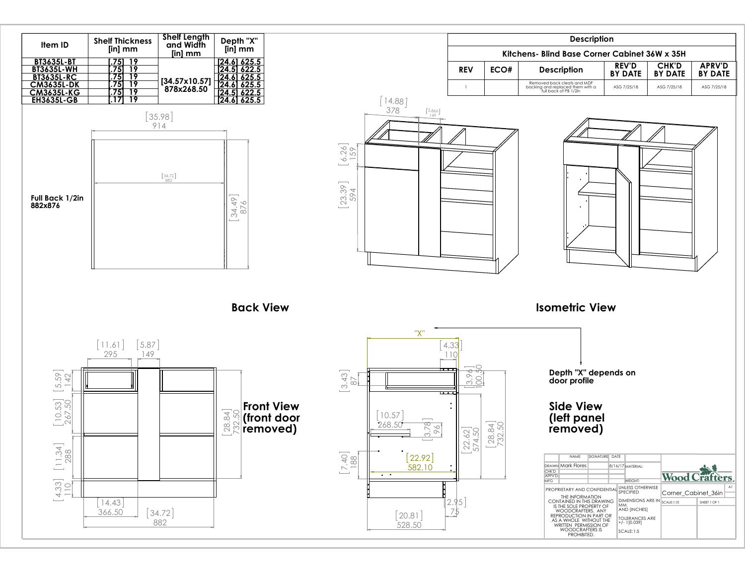| Item ID | Shelf Thickness [in] mm | Shelf Length and Width [in] mm | Depth "X" [in] mm |
|---|---|---|---|
| BT3635L-BT | [.75] 19 | [34.57x10.57] 878x268.50 | [24.6] 625.5 |
| BT3635L-WH | [.75] 19 | | [24.5] 622.5 |
| BT3635L-RC | [.75] 19 | | [24.6] 625.5 |
| CM3635L-DK | [.75] 19 | | [24.6] 625.5 |
| CM3635L-KG | [.75] 19 | | [24.5] 622.5 |
| EH3635L-GB | [.17] 19 | | [24.6] 625.5 |

| Description | | | | | |
|---|---|---|---|---|---|
| Kitchens- Blind Base Corner Cabinet 36W x 35H | | | | | |
| REV | ECO# | Description | REV'D BY DATE | CHK'D BY DATE | APRV'D BY DATE |
| 1 | | Removed back cleats and MDF backing and replaced them with a full back of PB 1/2in | ASG 7/25/18 | ASG 7/25/18 | ASG 7/25/18 |

**Full Back 1/2in 882x876**

[35.98] 914

[34.72] 882

[34.49] 876

## Back View

[14.88] 378

[5.866] 149

[6.26] 159

[23.39] 594

## Isometric View

[11.61] 295

[5.87] 149

[5.59] 142

[10.53] 267.50

[11.34] 288

[4.33] 110

[14.43] 366.50

[34.72] 882

[28.84] 732.50

## Front View (front door removed)

"X"

[4.33] 110

[3.43] 87

[3.96] 100.50

[10.57] 268.50

[3.78] 96

[22.62] 574.50

[28.84] 732.50

[7.40] 188

[22.92] 582.10

[2.95] 75

[20.81] 528.50

**Depth "X" depends on door profile**

## Side View (left panel removed)

| | NAME | SIGNATURE | DATE | |
|---|---|---|---|---|
| DRAWN | Mark Flores | | 8/16/17 | MATERIAL: |
| CHK'D | | | | |
| APPV'D | | | | |
| MFG | | | | WEIGHT: |

PROPRIETARY AND CONFIDENTIAL

THE INFORMATION CONTAINED IN THIS DRAWING IS THE SOLE PROPERTY OF WOODCRAFTERS. ANY REPRODUCTION IN PART OR AS A WHOLE WITHOUT THE WRITTEN PERMISSION OF WOODCRAFTERS IS PROHIBITED.

UNLESS OTHERWISE SPECIFIED

DIMENSIONS ARE IN MM. AND [INCHES]

TOLERANCES ARE +/- 1[0.039]

SCALE:1:5

Wood Crafters

A1

Corner_Cabinet_36in

SCALE:1:10

SHEET 1 OF 1